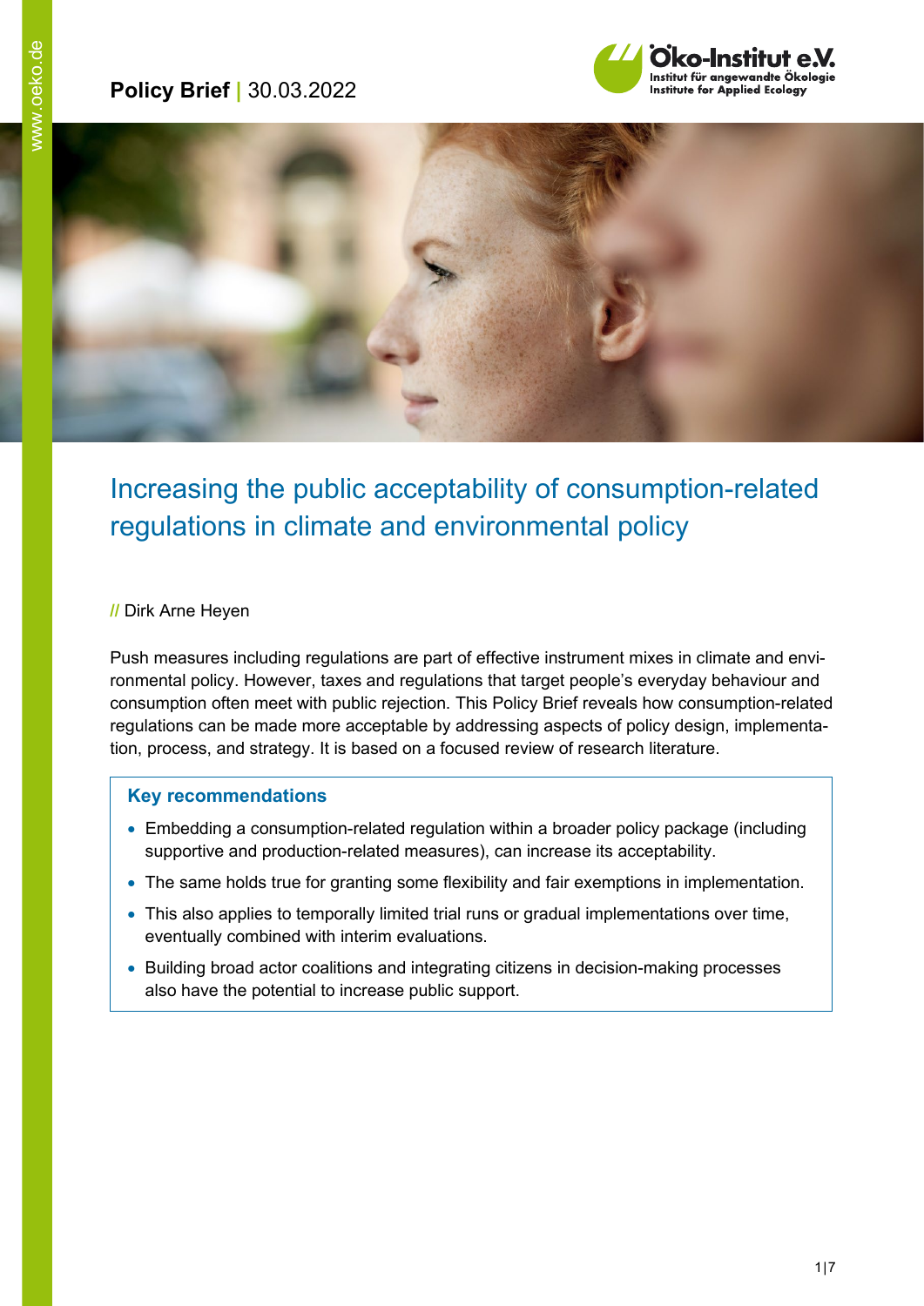**Policy Brief** | 30.03.2022

# Increasing the public acceptability of consumption-related regulations in climate and environmental policy

// Dirk Arne Heyen

Push measures including regulations are part of effective instrument mixes in climate and environmental policy. However, taxes and regulations that target people's everyday behaviour and consumption often meet with public rejection. This Policy Brief reveals how consumption-related regulations can be made more acceptable by addressing aspects of policy design, implementation, process, and strategy. It is based on a focused review of research literature.

### Key recommendations

- Embedding a consumption-related regulation within a broader policy package (including supportive and production-related measures), can increase its acceptability.
- The same holds true for granting some flexibility and fair exemptions in implementation.
- This also applies to temporally limited trial runs or gradual implementations over time, eventually combined with interim evaluations.
- Building broad actor coalitions and integrating citizens in decision-making processes also have the potential to increase public support.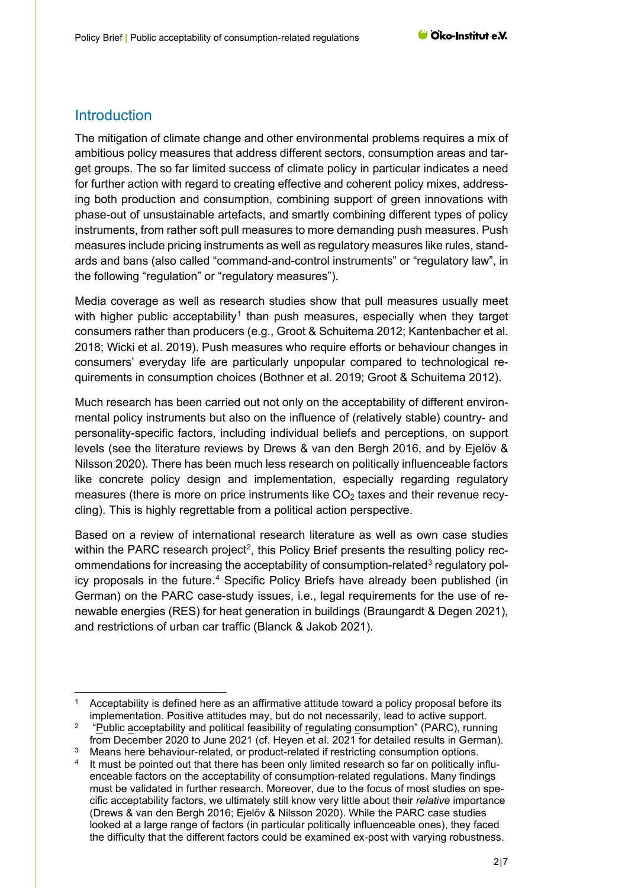## Introduction

The mitigation of climate change and other environmental problems requires a mix of ambitious policy measures that address different sectors, consumption areas and target groups. The so far limited success of climate policy in particular indicates a need for further action with regard to creating effective and coherent policy mixes, addressing both production and consumption, combining support of green innovations with phase-out of unsustainable artefacts, and smartly combining different types of policy instruments, from rather soft pull measures to more demanding push measures. Push measures include pricing instruments as well as regulatory measures like rules, standards and bans (also called "command-and-control instruments" or "regulatory law", in the following "regulation" or "regulatory measures").

Media coverage as well as research studies show that pull measures usually meet with higher public acceptability[1] than push measures, especially when they target consumers rather than producers (e.g., Groot & Schuitema 2012; Kantenbacher et al. 2018; Wicki et al. 2019). Push measures who require efforts or behaviour changes in consumers' everyday life are particularly unpopular compared to technological requirements in consumption choices (Bothner et al. 2019; Groot & Schuitema 2012).

Much research has been carried out not only on the acceptability of different environmental policy instruments but also on the influence of (relatively stable) country- and personality-specific factors, including individual beliefs and perceptions, on support levels (see the literature reviews by Drews & van den Bergh 2016, and by Ejelöv & Nilsson 2020). There has been much less research on politically influenceable factors like concrete policy design and implementation, especially regarding regulatory measures (there is more on price instruments like $CO_2$ taxes and their revenue recycling). This is highly regrettable from a political action perspective.

Based on a review of international research literature as well as own case studies within the PARC research project[2], this Policy Brief presents the resulting policy recommendations for increasing the acceptability of consumption-related[3] regulatory policy proposals in the future.[4] Specific Policy Briefs have already been published (in German) on the PARC case-study issues, i.e., legal requirements for the use of renewable energies (RES) for heat generation in buildings (Braungardt & Degen 2021), and restrictions of urban car traffic (Blanck & Jakob 2021).

---

[1] Acceptability is defined here as an affirmative attitude toward a policy proposal before its implementation. Positive attitudes may, but do not necessarily, lead to active support.

[2] "Public acceptability and political feasibility of regulating consumption" (PARC), running from December 2020 to June 2021 (cf. Heyen et al. 2021 for detailed results in German).

[3] Means here behaviour-related, or product-related if restricting consumption options.

[4] It must be pointed out that there has been only limited research so far on politically influenceable factors on the acceptability of consumption-related regulations. Many findings must be validated in further research. Moreover, due to the focus of most studies on specific acceptability factors, we ultimately still know very little about their *relative* importance (Drews & van den Bergh 2016; Ejelöv & Nilsson 2020). While the PARC case studies looked at a large range of factors (in particular politically influenceable ones), they faced the difficulty that the different factors could be examined ex-post with varying robustness.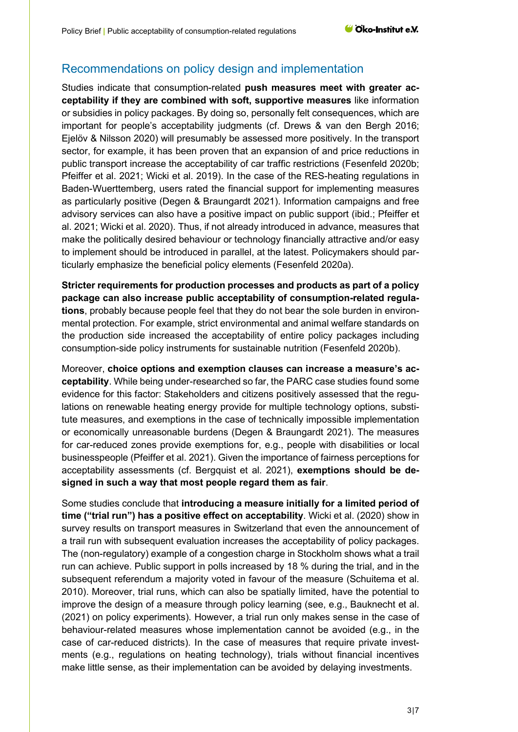## Recommendations on policy design and implementation

Studies indicate that consumption-related **push measures meet with greater acceptability if they are combined with soft, supportive measures** like information or subsidies in policy packages. By doing so, personally felt consequences, which are important for people's acceptability judgments (cf. Drews & van den Bergh 2016; Ejelöv & Nilsson 2020) will presumably be assessed more positively. In the transport sector, for example, it has been proven that an expansion of and price reductions in public transport increase the acceptability of car traffic restrictions (Fesenfeld 2020b; Pfeiffer et al. 2021; Wicki et al. 2019). In the case of the RES-heating regulations in Baden-Wuerttemberg, users rated the financial support for implementing measures as particularly positive (Degen & Braungardt 2021). Information campaigns and free advisory services can also have a positive impact on public support (ibid.; Pfeiffer et al. 2021; Wicki et al. 2020). Thus, if not already introduced in advance, measures that make the politically desired behaviour or technology financially attractive and/or easy to implement should be introduced in parallel, at the latest. Policymakers should particularly emphasize the beneficial policy elements (Fesenfeld 2020a).

**Stricter requirements for production processes and products as part of a policy package can also increase public acceptability of consumption-related regulations**, probably because people feel that they do not bear the sole burden in environmental protection. For example, strict environmental and animal welfare standards on the production side increased the acceptability of entire policy packages including consumption-side policy instruments for sustainable nutrition (Fesenfeld 2020b).

Moreover, **choice options and exemption clauses can increase a measure's acceptability**. While being under-researched so far, the PARC case studies found some evidence for this factor: Stakeholders and citizens positively assessed that the regulations on renewable heating energy provide for multiple technology options, substitute measures, and exemptions in the case of technically impossible implementation or economically unreasonable burdens (Degen & Braungardt 2021). The measures for car-reduced zones provide exemptions for, e.g., people with disabilities or local businesspeople (Pfeiffer et al. 2021). Given the importance of fairness perceptions for acceptability assessments (cf. Bergquist et al. 2021), **exemptions should be designed in such a way that most people regard them as fair**.

Some studies conclude that **introducing a measure initially for a limited period of time ("trial run") has a positive effect on acceptability**. Wicki et al. (2020) show in survey results on transport measures in Switzerland that even the announcement of a trail run with subsequent evaluation increases the acceptability of policy packages. The (non-regulatory) example of a congestion charge in Stockholm shows what a trail run can achieve. Public support in polls increased by 18 % during the trial, and in the subsequent referendum a majority voted in favour of the measure (Schuitema et al. 2010). Moreover, trial runs, which can also be spatially limited, have the potential to improve the design of a measure through policy learning (see, e.g., Bauknecht et al. (2021) on policy experiments). However, a trial run only makes sense in the case of behaviour-related measures whose implementation cannot be avoided (e.g., in the case of car-reduced districts). In the case of measures that require private investments (e.g., regulations on heating technology), trials without financial incentives make little sense, as their implementation can be avoided by delaying investments.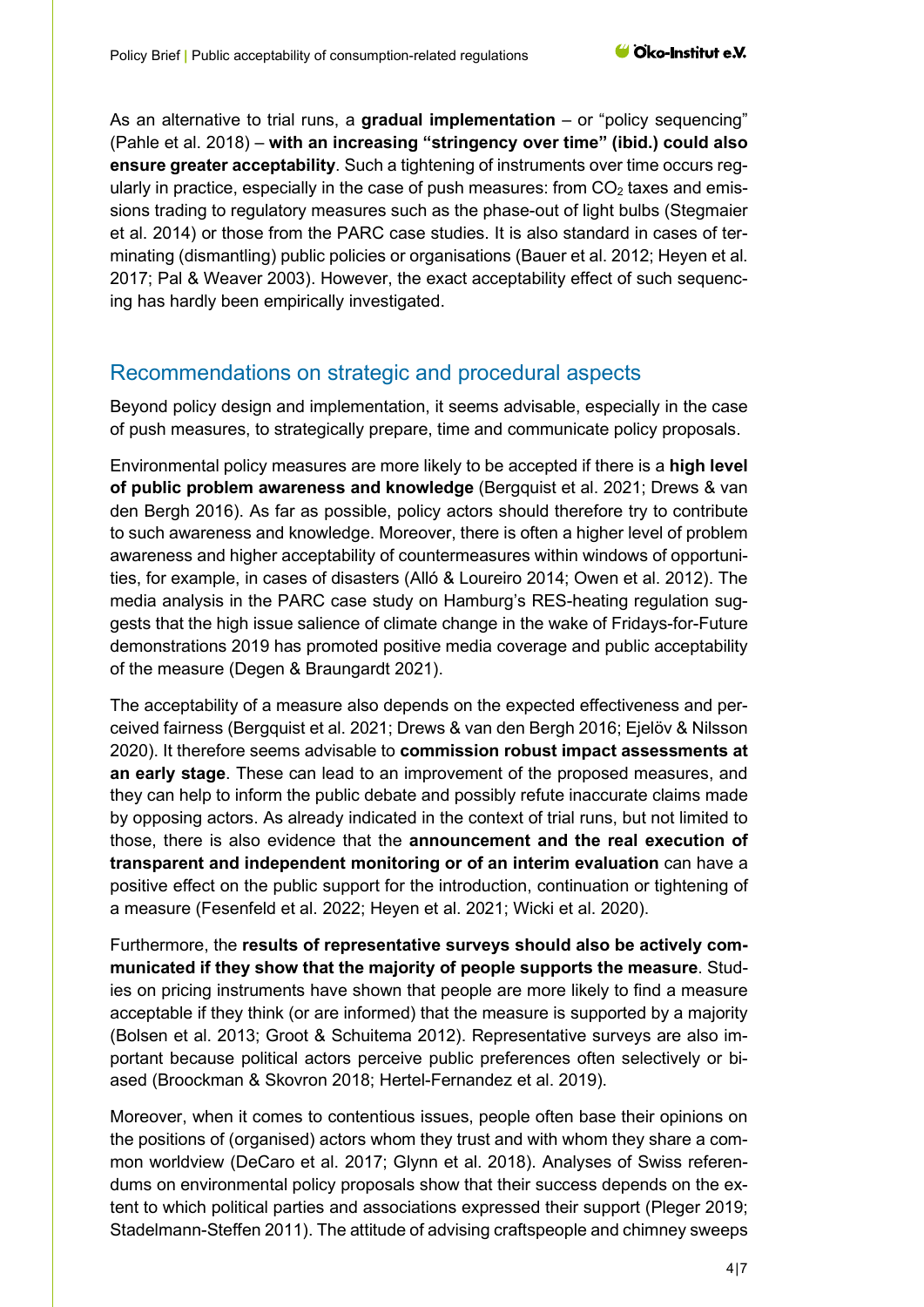As an alternative to trial runs, a **gradual implementation** – or "policy sequencing" (Pahle et al. 2018) – **with an increasing "stringency over time" (ibid.) could also ensure greater acceptability**. Such a tightening of instruments over time occurs regularly in practice, especially in the case of push measures: from $CO_2$ taxes and emissions trading to regulatory measures such as the phase-out of light bulbs (Stegmaier et al. 2014) or those from the PARC case studies. It is also standard in cases of terminating (dismantling) public policies or organisations (Bauer et al. 2012; Heyen et al. 2017; Pal & Weaver 2003). However, the exact acceptability effect of such sequencing has hardly been empirically investigated.

## Recommendations on strategic and procedural aspects

Beyond policy design and implementation, it seems advisable, especially in the case of push measures, to strategically prepare, time and communicate policy proposals.

Environmental policy measures are more likely to be accepted if there is a **high level of public problem awareness and knowledge** (Bergquist et al. 2021; Drews & van den Bergh 2016). As far as possible, policy actors should therefore try to contribute to such awareness and knowledge. Moreover, there is often a higher level of problem awareness and higher acceptability of countermeasures within windows of opportunities, for example, in cases of disasters (Alló & Loureiro 2014; Owen et al. 2012). The media analysis in the PARC case study on Hamburg's RES-heating regulation suggests that the high issue salience of climate change in the wake of Fridays-for-Future demonstrations 2019 has promoted positive media coverage and public acceptability of the measure (Degen & Braungardt 2021).

The acceptability of a measure also depends on the expected effectiveness and perceived fairness (Bergquist et al. 2021; Drews & van den Bergh 2016; Ejelöv & Nilsson 2020). It therefore seems advisable to **commission robust impact assessments at an early stage**. These can lead to an improvement of the proposed measures, and they can help to inform the public debate and possibly refute inaccurate claims made by opposing actors. As already indicated in the context of trial runs, but not limited to those, there is also evidence that the **announcement and the real execution of transparent and independent monitoring or of an interim evaluation** can have a positive effect on the public support for the introduction, continuation or tightening of a measure (Fesenfeld et al. 2022; Heyen et al. 2021; Wicki et al. 2020).

Furthermore, the **results of representative surveys should also be actively communicated if they show that the majority of people supports the measure**. Studies on pricing instruments have shown that people are more likely to find a measure acceptable if they think (or are informed) that the measure is supported by a majority (Bolsen et al. 2013; Groot & Schuitema 2012). Representative surveys are also important because political actors perceive public preferences often selectively or biased (Broockman & Skovron 2018; Hertel-Fernandez et al. 2019).

Moreover, when it comes to contentious issues, people often base their opinions on the positions of (organised) actors whom they trust and with whom they share a common worldview (DeCaro et al. 2017; Glynn et al. 2018). Analyses of Swiss referendums on environmental policy proposals show that their success depends on the extent to which political parties and associations expressed their support (Pleger 2019; Stadelmann-Steffen 2011). The attitude of advising craftspeople and chimney sweeps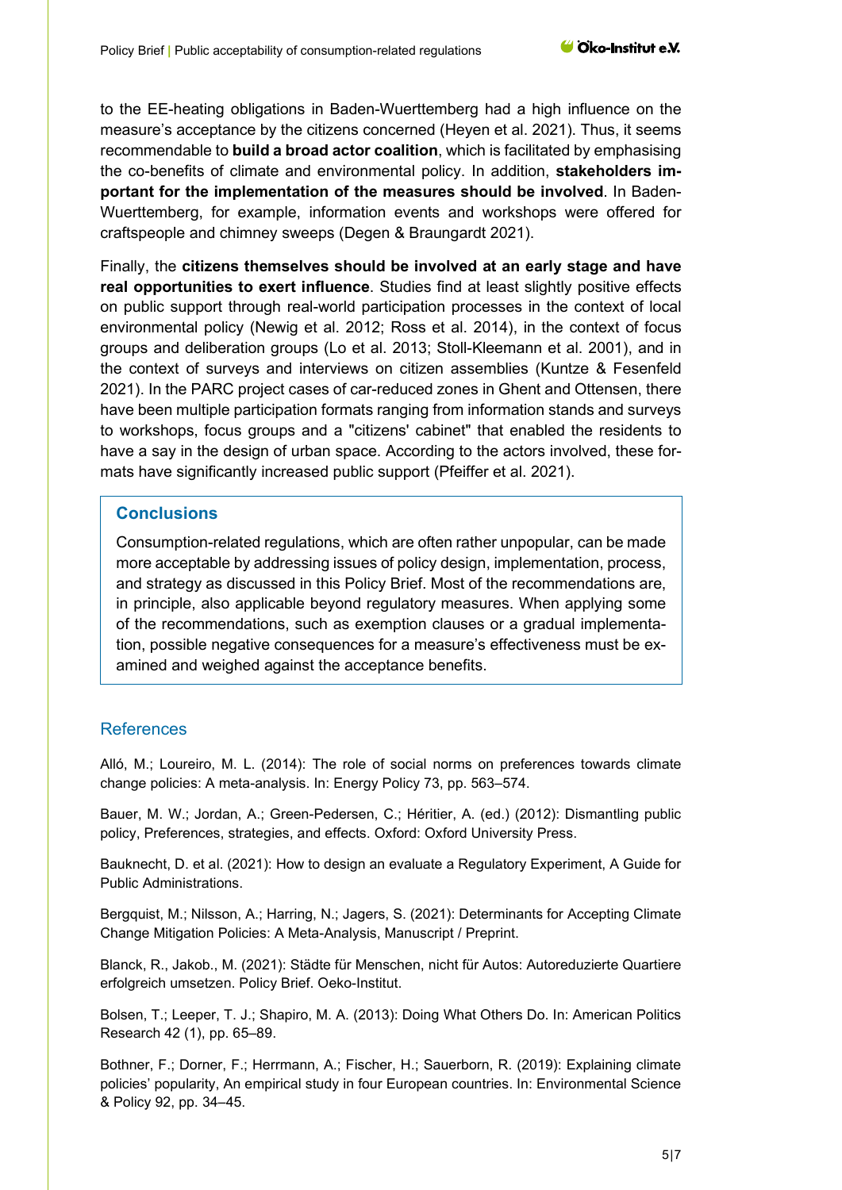to the EE-heating obligations in Baden-Wuerttemberg had a high influence on the measure's acceptance by the citizens concerned (Heyen et al. 2021). Thus, it seems recommendable to **build a broad actor coalition**, which is facilitated by emphasising the co-benefits of climate and environmental policy. In addition, **stakeholders important for the implementation of the measures should be involved**. In Baden-Wuerttemberg, for example, information events and workshops were offered for craftspeople and chimney sweeps (Degen & Braungardt 2021).

Finally, the **citizens themselves should be involved at an early stage and have real opportunities to exert influence**. Studies find at least slightly positive effects on public support through real-world participation processes in the context of local environmental policy (Newig et al. 2012; Ross et al. 2014), in the context of focus groups and deliberation groups (Lo et al. 2013; Stoll-Kleemann et al. 2001), and in the context of surveys and interviews on citizen assemblies (Kuntze & Fesenfeld 2021). In the PARC project cases of car-reduced zones in Ghent and Ottensen, there have been multiple participation formats ranging from information stands and surveys to workshops, focus groups and a "citizens' cabinet" that enabled the residents to have a say in the design of urban space. According to the actors involved, these formats have significantly increased public support (Pfeiffer et al. 2021).

### Conclusions

Consumption-related regulations, which are often rather unpopular, can be made more acceptable by addressing issues of policy design, implementation, process, and strategy as discussed in this Policy Brief. Most of the recommendations are, in principle, also applicable beyond regulatory measures. When applying some of the recommendations, such as exemption clauses or a gradual implementation, possible negative consequences for a measure's effectiveness must be examined and weighed against the acceptance benefits.

## References

Alló, M.; Loureiro, M. L. (2014): The role of social norms on preferences towards climate change policies: A meta-analysis. In: Energy Policy 73, pp. 563–574.

Bauer, M. W.; Jordan, A.; Green-Pedersen, C.; Héritier, A. (ed.) (2012): Dismantling public policy, Preferences, strategies, and effects. Oxford: Oxford University Press.

Bauknecht, D. et al. (2021): How to design an evaluate a Regulatory Experiment, A Guide for Public Administrations.

Bergquist, M.; Nilsson, A.; Harring, N.; Jagers, S. (2021): Determinants for Accepting Climate Change Mitigation Policies: A Meta-Analysis, Manuscript / Preprint.

Blanck, R., Jakob., M. (2021): Städte für Menschen, nicht für Autos: Autoreduzierte Quartiere erfolgreich umsetzen. Policy Brief. Oeko-Institut.

Bolsen, T.; Leeper, T. J.; Shapiro, M. A. (2013): Doing What Others Do. In: American Politics Research 42 (1), pp. 65–89.

Bothner, F.; Dorner, F.; Herrmann, A.; Fischer, H.; Sauerborn, R. (2019): Explaining climate policies' popularity, An empirical study in four European countries. In: Environmental Science & Policy 92, pp. 34–45.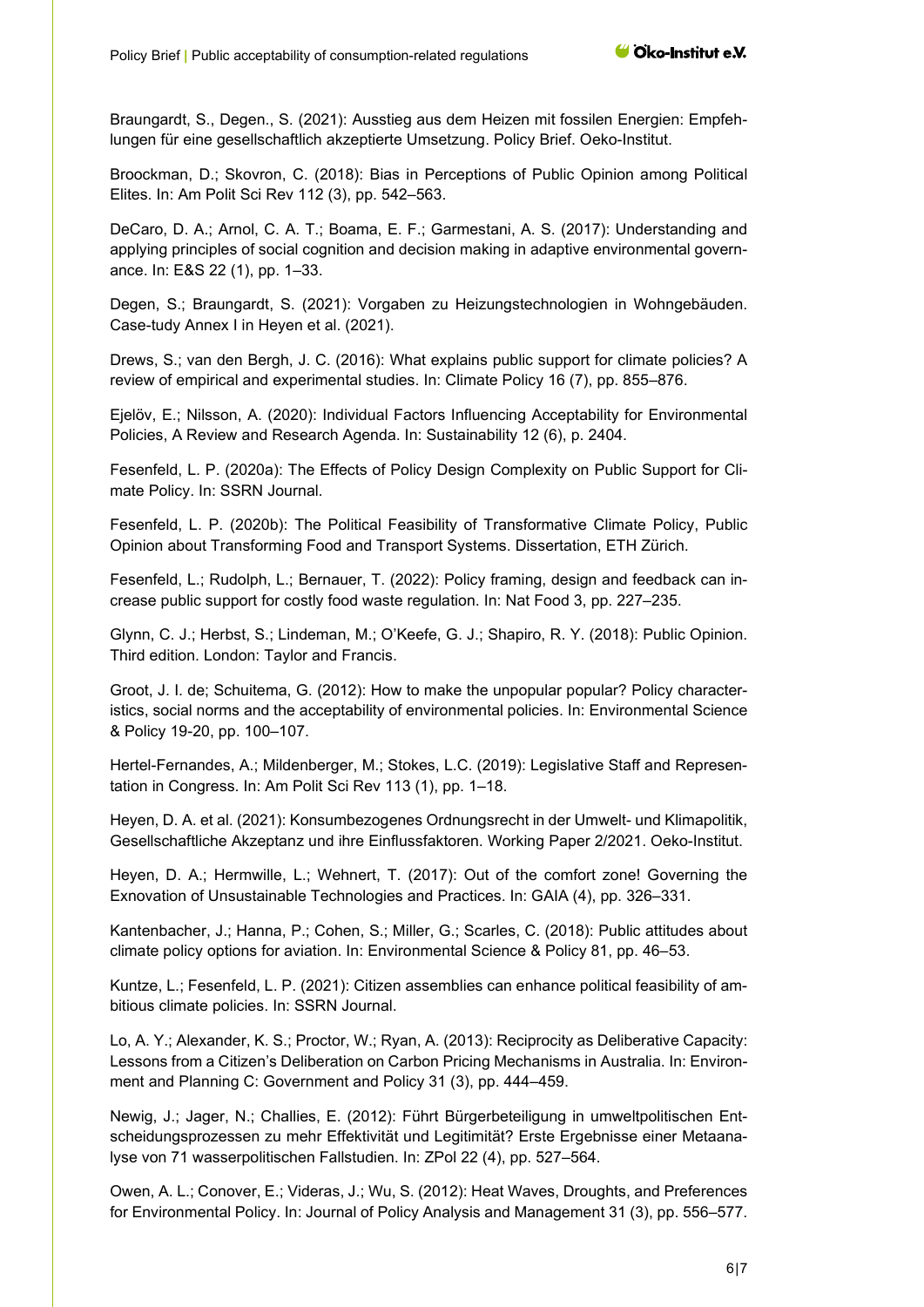Braungardt, S., Degen., S. (2021): Ausstieg aus dem Heizen mit fossilen Energien: Empfehlungen für eine gesellschaftlich akzeptierte Umsetzung. Policy Brief. Oeko-Institut.

Broockman, D.; Skovron, C. (2018): Bias in Perceptions of Public Opinion among Political Elites. In: Am Polit Sci Rev 112 (3), pp. 542–563.

DeCaro, D. A.; Arnol, C. A. T.; Boama, E. F.; Garmestani, A. S. (2017): Understanding and applying principles of social cognition and decision making in adaptive environmental governance. In: E&S 22 (1), pp. 1–33.

Degen, S.; Braungardt, S. (2021): Vorgaben zu Heizungstechnologien in Wohngebäuden. Case-tudy Annex I in Heyen et al. (2021).

Drews, S.; van den Bergh, J. C. (2016): What explains public support for climate policies? A review of empirical and experimental studies. In: Climate Policy 16 (7), pp. 855–876.

Ejelöv, E.; Nilsson, A. (2020): Individual Factors Influencing Acceptability for Environmental Policies, A Review and Research Agenda. In: Sustainability 12 (6), p. 2404.

Fesenfeld, L. P. (2020a): The Effects of Policy Design Complexity on Public Support for Climate Policy. In: SSRN Journal.

Fesenfeld, L. P. (2020b): The Political Feasibility of Transformative Climate Policy, Public Opinion about Transforming Food and Transport Systems. Dissertation, ETH Zürich.

Fesenfeld, L.; Rudolph, L.; Bernauer, T. (2022): Policy framing, design and feedback can increase public support for costly food waste regulation. In: Nat Food 3, pp. 227–235.

Glynn, C. J.; Herbst, S.; Lindeman, M.; O'Keefe, G. J.; Shapiro, R. Y. (2018): Public Opinion. Third edition. London: Taylor and Francis.

Groot, J. I. de; Schuitema, G. (2012): How to make the unpopular popular? Policy characteristics, social norms and the acceptability of environmental policies. In: Environmental Science & Policy 19-20, pp. 100–107.

Hertel-Fernandes, A.; Mildenberger, M.; Stokes, L.C. (2019): Legislative Staff and Representation in Congress. In: Am Polit Sci Rev 113 (1), pp. 1–18.

Heyen, D. A. et al. (2021): Konsumbezogenes Ordnungsrecht in der Umwelt- und Klimapolitik, Gesellschaftliche Akzeptanz und ihre Einflussfaktoren. Working Paper 2/2021. Oeko-Institut.

Heyen, D. A.; Hermwille, L.; Wehnert, T. (2017): Out of the comfort zone! Governing the Exnovation of Unsustainable Technologies and Practices. In: GAIA (4), pp. 326–331.

Kantenbacher, J.; Hanna, P.; Cohen, S.; Miller, G.; Scarles, C. (2018): Public attitudes about climate policy options for aviation. In: Environmental Science & Policy 81, pp. 46–53.

Kuntze, L.; Fesenfeld, L. P. (2021): Citizen assemblies can enhance political feasibility of ambitious climate policies. In: SSRN Journal.

Lo, A. Y.; Alexander, K. S.; Proctor, W.; Ryan, A. (2013): Reciprocity as Deliberative Capacity: Lessons from a Citizen's Deliberation on Carbon Pricing Mechanisms in Australia. In: Environment and Planning C: Government and Policy 31 (3), pp. 444–459.

Newig, J.; Jager, N.; Challies, E. (2012): Führt Bürgerbeteiligung in umweltpolitischen Entscheidungsprozessen zu mehr Effektivität und Legitimität? Erste Ergebnisse einer Metaanalyse von 71 wasserpolitischen Fallstudien. In: ZPol 22 (4), pp. 527–564.

Owen, A. L.; Conover, E.; Videras, J.; Wu, S. (2012): Heat Waves, Droughts, and Preferences for Environmental Policy. In: Journal of Policy Analysis and Management 31 (3), pp. 556–577.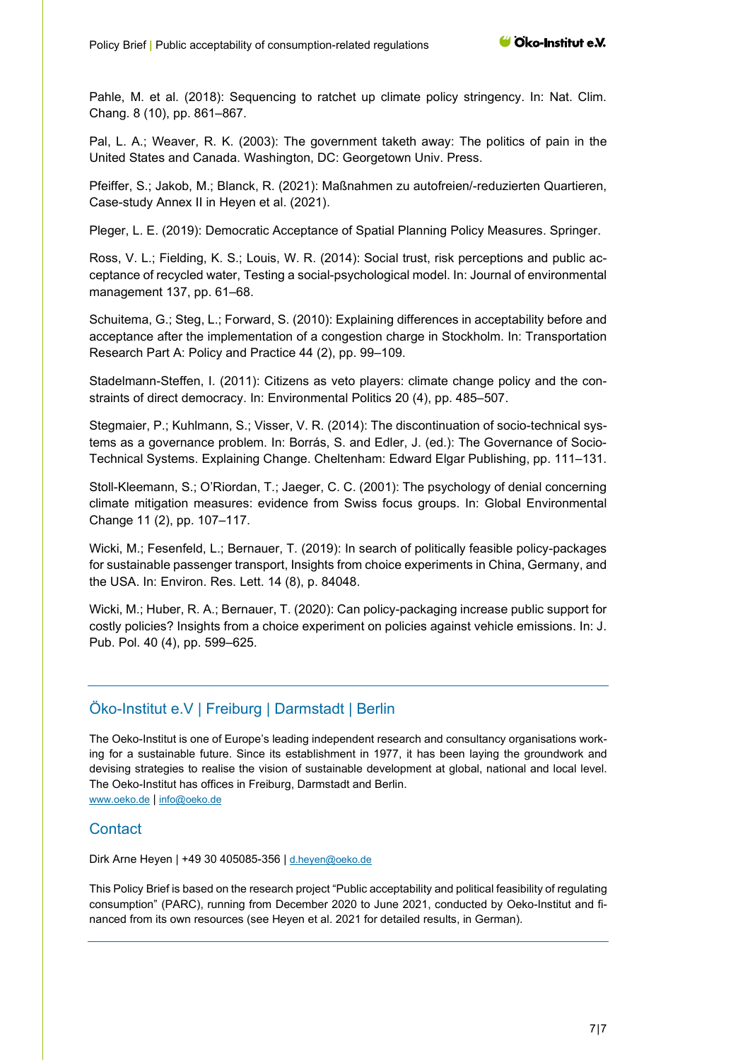Pahle, M. et al. (2018): Sequencing to ratchet up climate policy stringency. In: Nat. Clim. Chang. 8 (10), pp. 861–867.

Pal, L. A.; Weaver, R. K. (2003): The government taketh away: The politics of pain in the United States and Canada. Washington, DC: Georgetown Univ. Press.

Pfeiffer, S.; Jakob, M.; Blanck, R. (2021): Maßnahmen zu autofreien/-reduzierten Quartieren, Case-study Annex II in Heyen et al. (2021).

Pleger, L. E. (2019): Democratic Acceptance of Spatial Planning Policy Measures. Springer.

Ross, V. L.; Fielding, K. S.; Louis, W. R. (2014): Social trust, risk perceptions and public acceptance of recycled water, Testing a social-psychological model. In: Journal of environmental management 137, pp. 61–68.

Schuitema, G.; Steg, L.; Forward, S. (2010): Explaining differences in acceptability before and acceptance after the implementation of a congestion charge in Stockholm. In: Transportation Research Part A: Policy and Practice 44 (2), pp. 99–109.

Stadelmann-Steffen, I. (2011): Citizens as veto players: climate change policy and the constraints of direct democracy. In: Environmental Politics 20 (4), pp. 485–507.

Stegmaier, P.; Kuhlmann, S.; Visser, V. R. (2014): The discontinuation of socio-technical systems as a governance problem. In: Borrás, S. and Edler, J. (ed.): The Governance of Socio-Technical Systems. Explaining Change. Cheltenham: Edward Elgar Publishing, pp. 111–131.

Stoll-Kleemann, S.; O'Riordan, T.; Jaeger, C. C. (2001): The psychology of denial concerning climate mitigation measures: evidence from Swiss focus groups. In: Global Environmental Change 11 (2), pp. 107–117.

Wicki, M.; Fesenfeld, L.; Bernauer, T. (2019): In search of politically feasible policy-packages for sustainable passenger transport, Insights from choice experiments in China, Germany, and the USA. In: Environ. Res. Lett. 14 (8), p. 84048.

Wicki, M.; Huber, R. A.; Bernauer, T. (2020): Can policy-packaging increase public support for costly policies? Insights from a choice experiment on policies against vehicle emissions. In: J. Pub. Pol. 40 (4), pp. 599–625.

## Öko-Institut e.V | Freiburg | Darmstadt | Berlin

The Oeko-Institut is one of Europe's leading independent research and consultancy organisations working for a sustainable future. Since its establishment in 1977, it has been laying the groundwork and devising strategies to realise the vision of sustainable development at global, national and local level. The Oeko-Institut has offices in Freiburg, Darmstadt and Berlin.
www.oeko.de | info@oeko.de

## Contact

Dirk Arne Heyen | +49 30 405085-356 | d.heyen@oeko.de

This Policy Brief is based on the research project "Public acceptability and political feasibility of regulating consumption" (PARC), running from December 2020 to June 2021, conducted by Oeko-Institut and financed from its own resources (see Heyen et al. 2021 for detailed results, in German).